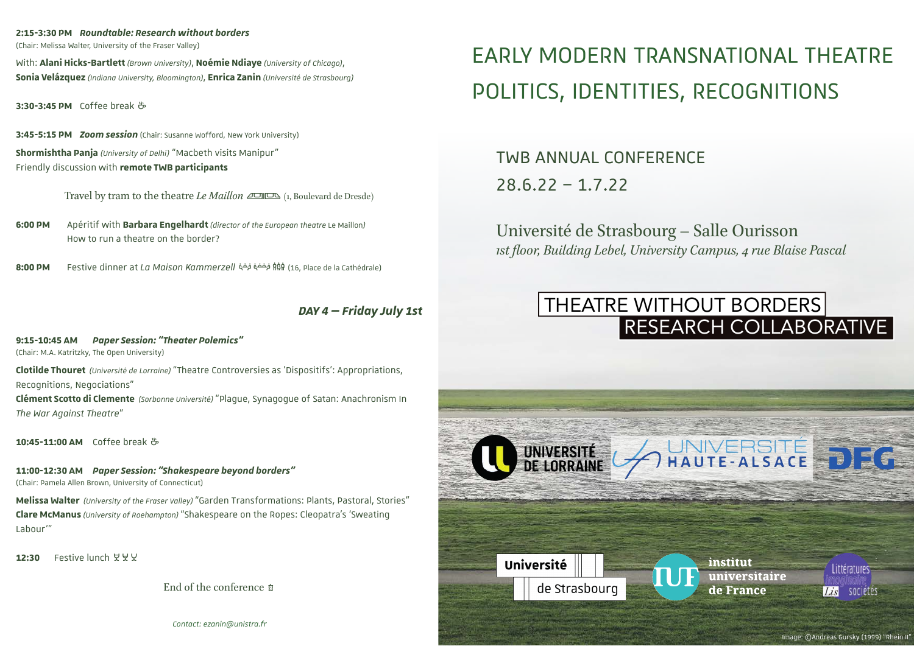**2:15-3:30 PM** ***Roundtable: Research without borders***
(Chair: Melissa Walter, University of the Fraser Valley)

With: **Alani Hicks-Bartlett** *(Brown University)*, **Noémie Ndiaye** *(University of Chicago)*, **Sonia Velázquez** *(Indiana University, Bloomington)*, **Enrica Zanin** *(Université de Strasbourg)*

**3:30-3:45 PM** Coffee break

**3:45-5:15 PM** ***Zoom session*** (Chair: Susanne Wofford, New York University)

**Shormishtha Panja** *(University of Delhi)* "Macbeth visits Manipur"
Friendly discussion with **remote TWB participants**

Travel by tram to the theatre *Le Maillon* (1, Boulevard de Dresde)

**6:00 PM** Apéritif with **Barbara Engelhardt** *(director of the European theatre* Le Maillon*)*
How to run a theatre on the border?

**8:00 PM** Festive dinner at *La Maison Kammerzell* (16, Place de la Cathédrale)

## *DAY 4 – Friday July 1st*

**9:15-10:45 AM** ***Paper Session: "Theater Polemics"***
(Chair: M.A. Katritzky, The Open University)

**Clotilde Thouret** *(Université de Lorraine)* "Theatre Controversies as 'Dispositifs': Appropriations, Recognitions, Negociations"
**Clément Scotto di Clemente** *(Sorbonne Université)* "Plague, Synagogue of Satan: Anachronism In *The War Against Theatre*"

**10:45-11:00 AM** Coffee break

**11:00-12:30 AM** ***Paper Session: "Shakespeare beyond borders"***
(Chair: Pamela Allen Brown, University of Connecticut)

**Melissa Walter** *(University of the Fraser Valley)* "Garden Transformations: Plants, Pastoral, Stories"
**Clare McManus** *(University of Roehampton)* "Shakespeare on the Ropes: Cleopatra's 'Sweating Labour'"

**12:30** Festive lunch

End of the conference

*Contact: ezanin@unistra.fr*

# EARLY MODERN TRANSNATIONAL THEATRE
# POLITICS, IDENTITIES, RECOGNITIONS

## TWB ANNUAL CONFERENCE
## 28.6.22 – 1.7.22

Université de Strasbourg – Salle Ourisson
*1st floor, Building Lebel, University Campus, 4 rue Blaise Pascal*

THEATRE WITHOUT BORDERS
RESEARCH COLLABORATIVE

Université de Lorraine — Université Haute-Alsace — DFG

Université de Strasbourg — institut universitaire de France — Littératures Imaginaire Sociétés (LIS)

Image: ©Andreas Gursky (1999) "Rhein II"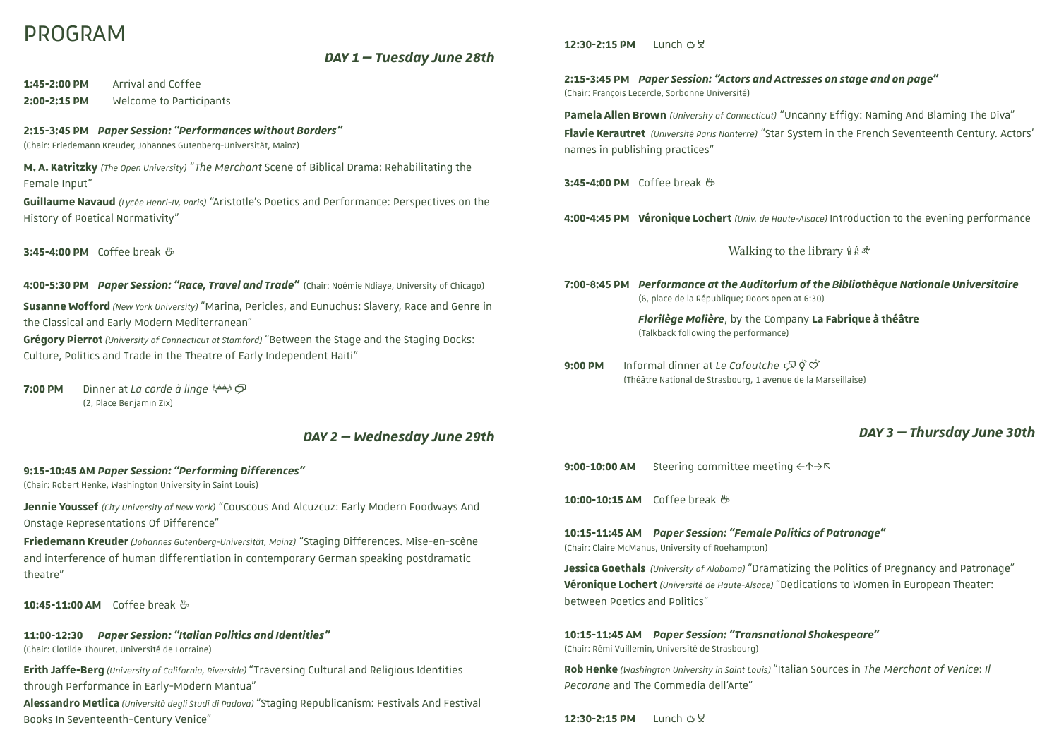# PROGRAM

## DAY 1 — Tuesday June 28th

**1:45-2:00 PM** Arrival and Coffee

**2:00-2:15 PM** Welcome to Participants

**2:15-3:45 PM** ***Paper Session: "Performances without Borders"***
(Chair: Friedemann Kreuder, Johannes Gutenberg-Universität, Mainz)

**M. A. Katritzky** *(The Open University)* "*The Merchant* Scene of Biblical Drama: Rehabilitating the Female Input"

**Guillaume Navaud** *(Lycée Henri-IV, Paris)* "Aristotle's Poetics and Performance: Perspectives on the History of Poetical Normativity"

**3:45-4:00 PM** Coffee break

**4:00-5:30 PM** ***Paper Session: "Race, Travel and Trade"*** (Chair: Noémie Ndiaye, University of Chicago)

**Susanne Wofford** *(New York University)* "Marina, Pericles, and Eunuchus: Slavery, Race and Genre in the Classical and Early Modern Mediterranean"

**Grégory Pierrot** *(University of Connecticut at Stamford)* "Between the Stage and the Staging Docks: Culture, Politics and Trade in the Theatre of Early Independent Haiti"

**7:00 PM** Dinner at *La corde à linge*
(2, Place Benjamin Zix)

## DAY 2 — Wednesday June 29th

**9:15-10:45 AM** ***Paper Session: "Performing Differences"***
(Chair: Robert Henke, Washington University in Saint Louis)

**Jennie Youssef** *(City University of New York)* "Couscous And Alcuzcuz: Early Modern Foodways And Onstage Representations Of Difference"

**Friedemann Kreuder** *(Johannes Gutenberg-Universität, Mainz)* "Staging Differences. Mise-en-scène and interference of human differentiation in contemporary German speaking postdramatic theatre"

**10:45-11:00 AM** Coffee break

**11:00-12:30** ***Paper Session: "Italian Politics and Identities"***
(Chair: Clotilde Thouret, Université de Lorraine)

**Erith Jaffe-Berg** *(University of California, Riverside)* "Traversing Cultural and Religious Identities through Performance in Early-Modern Mantua"

**Alessandro Metlica** *(Università degli Studi di Padova)* "Staging Republicanism: Festivals And Festival Books In Seventeenth-Century Venice"

**12:30-2:15 PM** Lunch

**2:15-3:45 PM** ***Paper Session: "Actors and Actresses on stage and on page"***
(Chair: François Lecercle, Sorbonne Université)

**Pamela Allen Brown** *(University of Connecticut)* "Uncanny Effigy: Naming And Blaming The Diva"

**Flavie Kerautret** *(Université Paris Nanterre)* "Star System in the French Seventeenth Century. Actors' names in publishing practices"

**3:45-4:00 PM** Coffee break

**4:00-4:45 PM** **Véronique Lochert** *(Univ. de Haute-Alsace)* Introduction to the evening performance

Walking to the library

**7:00-8:45 PM** ***Performance at the Auditorium of the Bibliothèque Nationale Universitaire***
(6, place de la République; Doors open at 6:30)

***Florilège Molière***, by the Company **La Fabrique à théâtre**
(Talkback following the performance)

**9:00 PM** Informal dinner at *Le Cafoutche*
(Théâtre National de Strasbourg, 1 avenue de la Marseillaise)

## DAY 3 — Thursday June 30th

**9:00-10:00 AM** Steering committee meeting

**10:00-10:15 AM** Coffee break

**10:15-11:45 AM** ***Paper Session: "Female Politics of Patronage"***
(Chair: Claire McManus, University of Roehampton)

**Jessica Goethals** *(University of Alabama)* "Dramatizing the Politics of Pregnancy and Patronage"

**Véronique Lochert** *(Université de Haute-Alsace)* "Dedications to Women in European Theater: between Poetics and Politics"

**10:15-11:45 AM** ***Paper Session: "Transnational Shakespeare"***
(Chair: Rémi Vuillemin, Université de Strasbourg)

**Rob Henke** *(Washington University in Saint Louis)* "Italian Sources in *The Merchant of Venice*: *Il Pecorone* and The Commedia dell'Arte"

**12:30-2:15 PM** Lunch